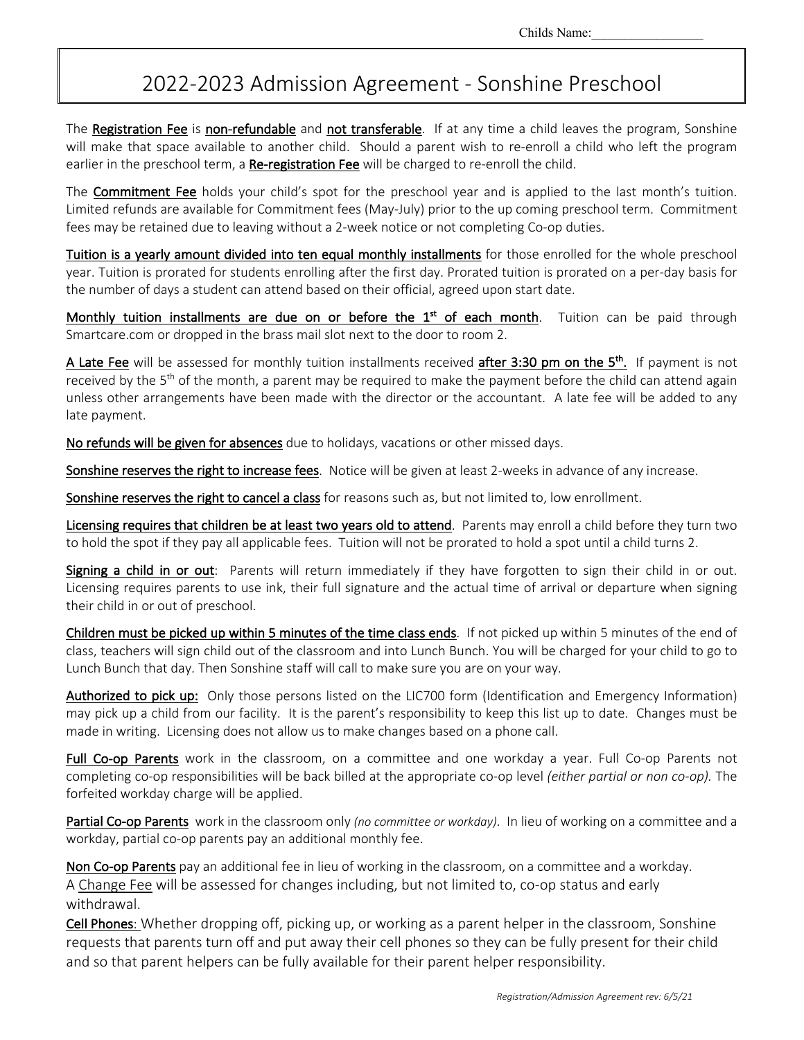Childs Name:_________________

# 2022-2023 Admission Agreement - Sonshine Preschool

The **Registration Fee** is non-refundable and not transferable. If at any time a child leaves the program, Sonshine will make that space available to another child. Should a parent wish to re-enroll a child who left the program earlier in the preschool term, a **Re-registration Fee** will be charged to re-enroll the child.

The **Commitment Fee** holds your child's spot for the preschool year and is applied to the last month's tuition. Limited refunds are available for Commitment fees (May-July) prior to the up coming preschool term. Commitment fees may be retained due to leaving without a 2-week notice or not completing Co-op duties.

Tuition is a yearly amount divided into ten equal monthly installments for those enrolled for the whole preschool year. Tuition is prorated for students enrolling after the first day. Prorated tuition is prorated on a per-day basis for the number of days a student can attend based on their official, agreed upon start date.

Monthly tuition installments are due on or before the 1st of each month. Tuition can be paid through Smartcare.com or dropped in the brass mail slot next to the door to room 2.

A Late Fee will be assessed for monthly tuition installments received after 3:30 pm on the 5th. If payment is not received by the 5th of the month, a parent may be required to make the payment before the child can attend again unless other arrangements have been made with the director or the accountant. A late fee will be added to any late payment.

No refunds will be given for absences due to holidays, vacations or other missed days.

Sonshine reserves the right to increase fees. Notice will be given at least 2-weeks in advance of any increase.

Sonshine reserves the right to cancel a class for reasons such as, but not limited to, low enrollment.

Licensing requires that children be at least two years old to attend. Parents may enroll a child before they turn two to hold the spot if they pay all applicable fees. Tuition will not be prorated to hold a spot until a child turns 2.

**Signing a child in or out**: Parents will return immediately if they have forgotten to sign their child in or out. Licensing requires parents to use ink, their full signature and the actual time of arrival or departure when signing their child in or out of preschool.

Children must be picked up within 5 minutes of the time class ends. If not picked up within 5 minutes of the end of class, teachers will sign child out of the classroom and into Lunch Bunch. You will be charged for your child to go to Lunch Bunch that day. Then Sonshine staff will call to make sure you are on your way.

Authorized to pick up: Only those persons listed on the LIC700 form (Identification and Emergency Information) may pick up a child from our facility. It is the parent's responsibility to keep this list up to date. Changes must be made in writing. Licensing does not allow us to make changes based on a phone call.

Full Co-op Parents work in the classroom, on a committee and one workday a year. Full Co-op Parents not completing co-op responsibilities will be back billed at the appropriate co-op level *(either partial or non co-op).* The forfeited workday charge will be applied.

Partial Co-op Parents work in the classroom only *(no committee or workday)*. In lieu of working on a committee and a workday, partial co-op parents pay an additional monthly fee.

Non Co-op Parents pay an additional fee in lieu of working in the classroom, on a committee and a workday.
A Change Fee will be assessed for changes including, but not limited to, co-op status and early withdrawal.

Cell Phones: Whether dropping off, picking up, or working as a parent helper in the classroom, Sonshine requests that parents turn off and put away their cell phones so they can be fully present for their child and so that parent helpers can be fully available for their parent helper responsibility.

*Registration/Admission Agreement rev: 6/5/21*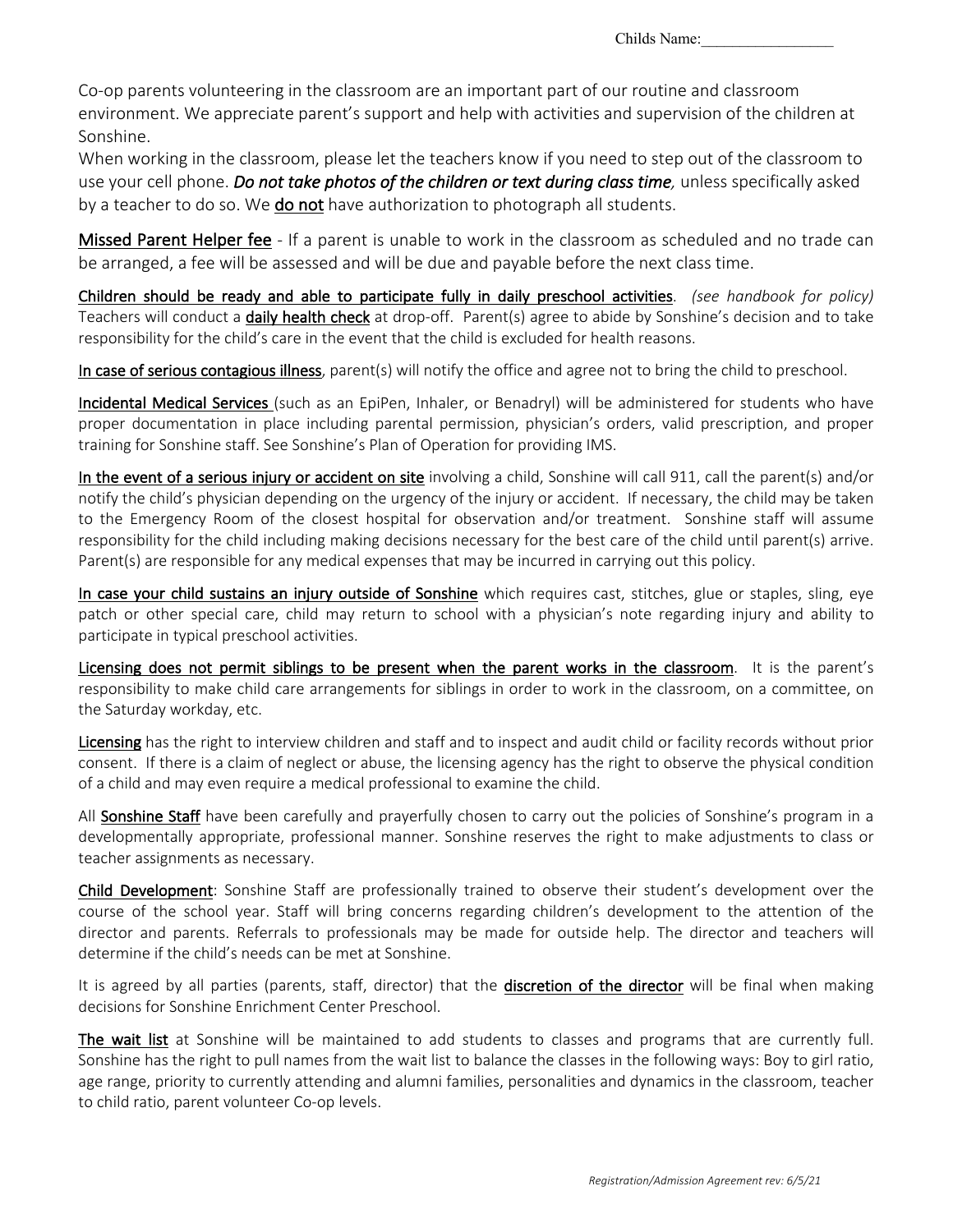Childs Name:_________________

Co-op parents volunteering in the classroom are an important part of our routine and classroom environment. We appreciate parent's support and help with activities and supervision of the children at Sonshine.
When working in the classroom, please let the teachers know if you need to step out of the classroom to use your cell phone. ***Do not take photos of the children or text during class time,*** unless specifically asked by a teacher to do so. We **do not** have authorization to photograph all students.

**Missed Parent Helper fee** - If a parent is unable to work in the classroom as scheduled and no trade can be arranged, a fee will be assessed and will be due and payable before the next class time.

**Children should be ready and able to participate fully in daily preschool activities**. *(see handbook for policy)* Teachers will conduct a **daily health check** at drop-off. Parent(s) agree to abide by Sonshine's decision and to take responsibility for the child's care in the event that the child is excluded for health reasons.

**In case of serious contagious illness**, parent(s) will notify the office and agree not to bring the child to preschool.

**Incidental Medical Services** (such as an EpiPen, Inhaler, or Benadryl) will be administered for students who have proper documentation in place including parental permission, physician's orders, valid prescription, and proper training for Sonshine staff. See Sonshine's Plan of Operation for providing IMS.

**In the event of a serious injury or accident on site** involving a child, Sonshine will call 911, call the parent(s) and/or notify the child's physician depending on the urgency of the injury or accident. If necessary, the child may be taken to the Emergency Room of the closest hospital for observation and/or treatment. Sonshine staff will assume responsibility for the child including making decisions necessary for the best care of the child until parent(s) arrive. Parent(s) are responsible for any medical expenses that may be incurred in carrying out this policy.

**In case your child sustains an injury outside of Sonshine** which requires cast, stitches, glue or staples, sling, eye patch or other special care, child may return to school with a physician's note regarding injury and ability to participate in typical preschool activities.

**Licensing does not permit siblings to be present when the parent works in the classroom**. It is the parent's responsibility to make child care arrangements for siblings in order to work in the classroom, on a committee, on the Saturday workday, etc.

**Licensing** has the right to interview children and staff and to inspect and audit child or facility records without prior consent. If there is a claim of neglect or abuse, the licensing agency has the right to observe the physical condition of a child and may even require a medical professional to examine the child.

All **Sonshine Staff** have been carefully and prayerfully chosen to carry out the policies of Sonshine's program in a developmentally appropriate, professional manner. Sonshine reserves the right to make adjustments to class or teacher assignments as necessary.

**Child Development**: Sonshine Staff are professionally trained to observe their student's development over the course of the school year. Staff will bring concerns regarding children's development to the attention of the director and parents. Referrals to professionals may be made for outside help. The director and teachers will determine if the child's needs can be met at Sonshine.

It is agreed by all parties (parents, staff, director) that the **discretion of the director** will be final when making decisions for Sonshine Enrichment Center Preschool.

**The wait list** at Sonshine will be maintained to add students to classes and programs that are currently full. Sonshine has the right to pull names from the wait list to balance the classes in the following ways: Boy to girl ratio, age range, priority to currently attending and alumni families, personalities and dynamics in the classroom, teacher to child ratio, parent volunteer Co-op levels.

*Registration/Admission Agreement rev: 6/5/21*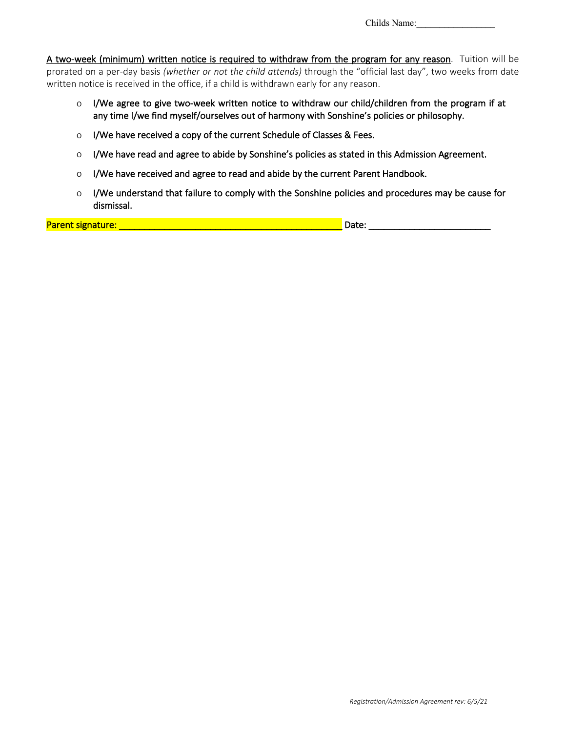Childs Name:_________________

<u>A two-week (minimum) written notice is required to withdraw from the program for any reason</u>. Tuition will be prorated on a per-day basis *(whether or not the child attends)* through the "official last day", two weeks from date written notice is received in the office, if a child is withdrawn early for any reason.

- I/We agree to give two-week written notice to withdraw our child/children from the program if at any time I/we find myself/ourselves out of harmony with Sonshine's policies or philosophy.
- I/We have received a copy of the current Schedule of Classes & Fees.
- I/We have read and agree to abide by Sonshine's policies as stated in this Admission Agreement.
- I/We have received and agree to read and abide by the current Parent Handbook.
- I/We understand that failure to comply with the Sonshine policies and procedures may be cause for dismissal.

Parent signature: ____________________________________________ Date: ________________________

*Registration/Admission Agreement rev: 6/5/21*